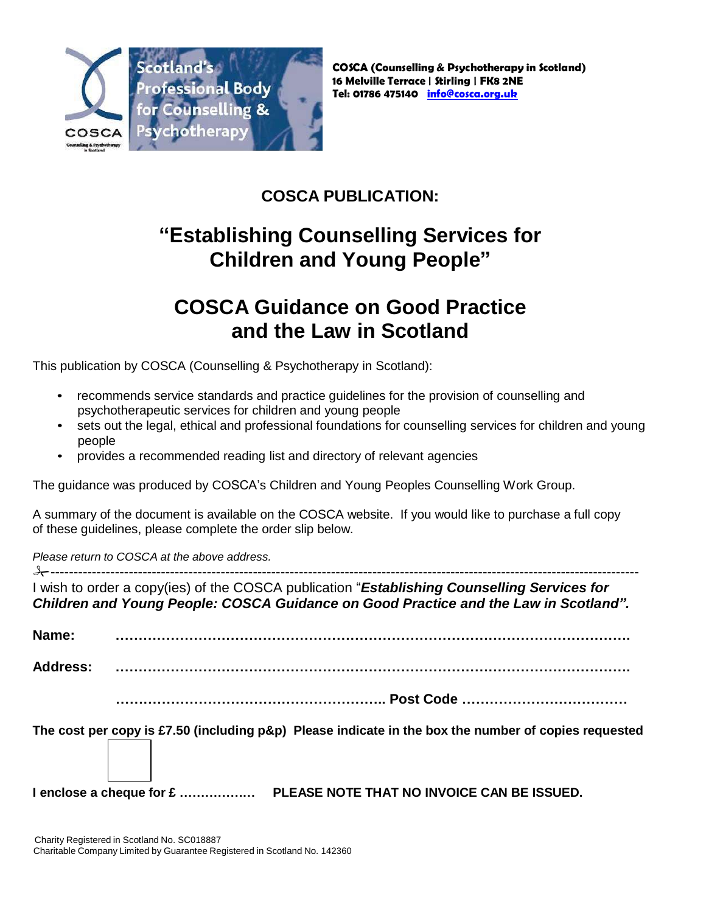Scotland's Professional Body for Counselling & Psychotherapy

**COSCA (Counselling & Psychotherapy in Scotland)**
**16 Melville Terrace | Stirling | FK8 2NE**
**Tel: 01786 475140 info@cosca.org.uk**

## COSCA PUBLICATION:

# "Establishing Counselling Services for Children and Young People"

# COSCA Guidance on Good Practice and the Law in Scotland

This publication by COSCA (Counselling & Psychotherapy in Scotland):

- recommends service standards and practice guidelines for the provision of counselling and psychotherapeutic services for children and young people
- sets out the legal, ethical and professional foundations for counselling services for children and young people
- provides a recommended reading list and directory of relevant agencies

The guidance was produced by COSCA's Children and Young Peoples Counselling Work Group.

A summary of the document is available on the COSCA website. If you would like to purchase a full copy of these guidelines, please complete the order slip below.

*Please return to COSCA at the above address.*

✂------------------------------------------------------------------------------------------------------------------------------------

I wish to order a copy(ies) of the COSCA publication "***Establishing Counselling Services for Children and Young People: COSCA Guidance on Good Practice and the Law in Scotland".***

**Name:** ……………………………………………………………………………………………….

**Address:** ……………………………………………………………………………………………….

……………………………………………….. **Post Code** ………………………………

**The cost per copy is £7.50 (including p&p) Please indicate in the box the number of copies requested**

[ ]

**I enclose a cheque for £ ……………… PLEASE NOTE THAT NO INVOICE CAN BE ISSUED.**

Charity Registered in Scotland No. SC018887
Charitable Company Limited by Guarantee Registered in Scotland No. 142360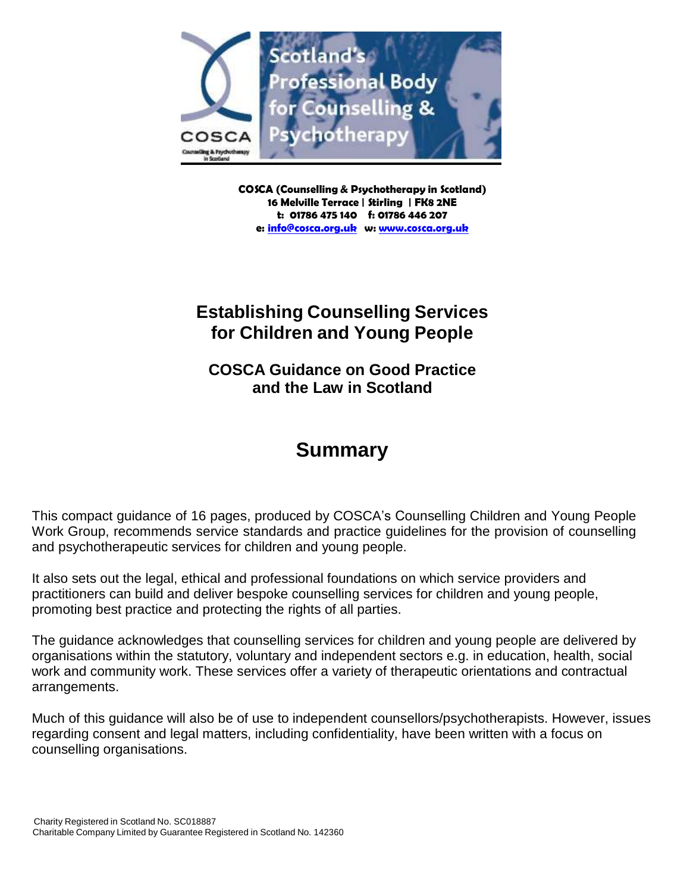COSCA (Counselling & Psychotherapy in Scotland)
16 Melville Terrace | Stirling | FK8 2NE
t: 01786 475 140 f: 01786 446 207
e: info@cosca.org.uk w: www.cosca.org.uk

# Establishing Counselling Services for Children and Young People

## COSCA Guidance on Good Practice and the Law in Scotland

# Summary

This compact guidance of 16 pages, produced by COSCA's Counselling Children and Young People Work Group, recommends service standards and practice guidelines for the provision of counselling and psychotherapeutic services for children and young people.

It also sets out the legal, ethical and professional foundations on which service providers and practitioners can build and deliver bespoke counselling services for children and young people, promoting best practice and protecting the rights of all parties.

The guidance acknowledges that counselling services for children and young people are delivered by organisations within the statutory, voluntary and independent sectors e.g. in education, health, social work and community work. These services offer a variety of therapeutic orientations and contractual arrangements.

Much of this guidance will also be of use to independent counsellors/psychotherapists. However, issues regarding consent and legal matters, including confidentiality, have been written with a focus on counselling organisations.

Charity Registered in Scotland No. SC018887
Charitable Company Limited by Guarantee Registered in Scotland No. 142360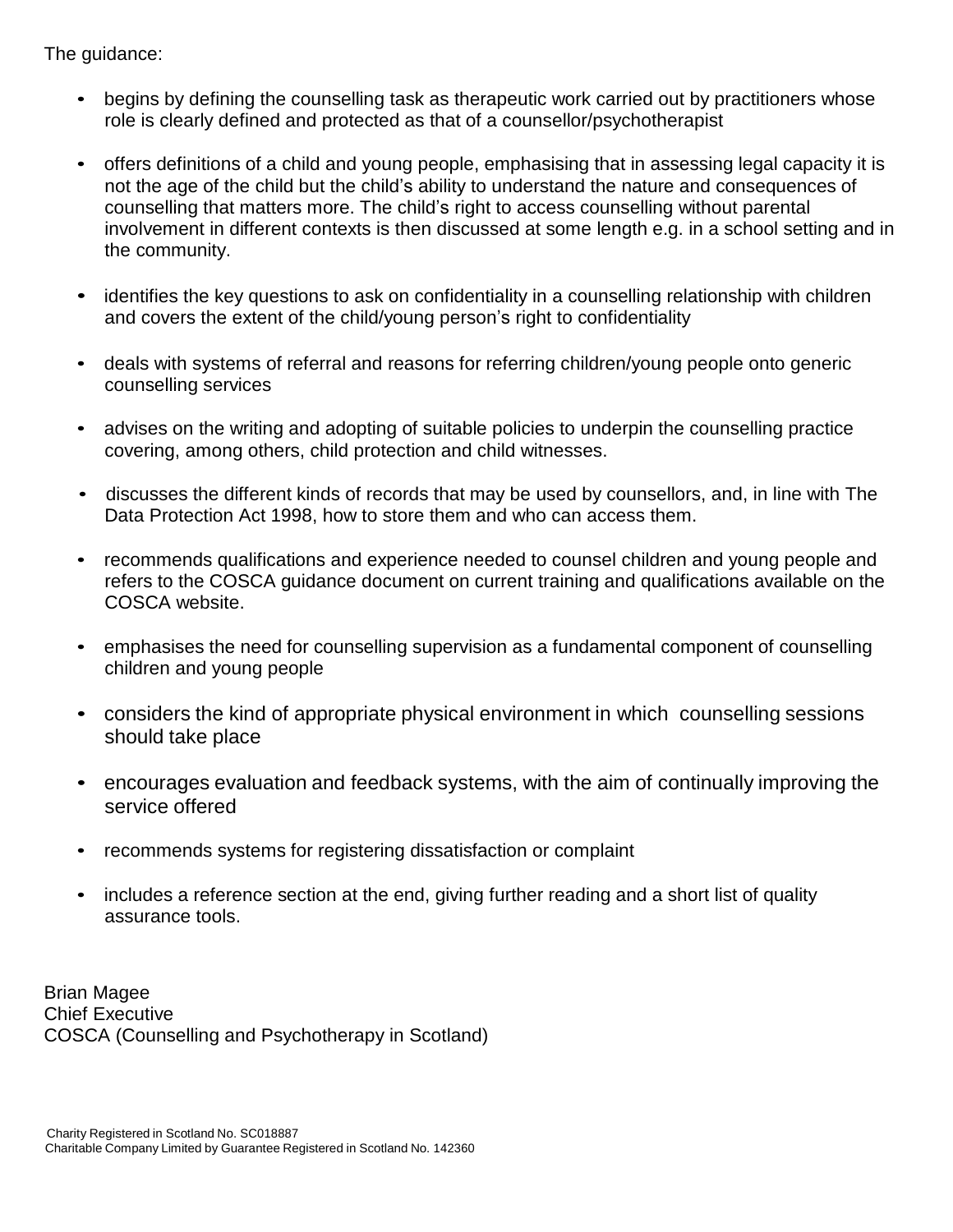The guidance:

- begins by defining the counselling task as therapeutic work carried out by practitioners whose role is clearly defined and protected as that of a counsellor/psychotherapist

- offers definitions of a child and young people, emphasising that in assessing legal capacity it is not the age of the child but the child's ability to understand the nature and consequences of counselling that matters more. The child's right to access counselling without parental involvement in different contexts is then discussed at some length e.g. in a school setting and in the community.

- identifies the key questions to ask on confidentiality in a counselling relationship with children and covers the extent of the child/young person's right to confidentiality

- deals with systems of referral and reasons for referring children/young people onto generic counselling services

- advises on the writing and adopting of suitable policies to underpin the counselling practice covering, among others, child protection and child witnesses.

- discusses the different kinds of records that may be used by counsellors, and, in line with The Data Protection Act 1998, how to store them and who can access them.

- recommends qualifications and experience needed to counsel children and young people and refers to the COSCA guidance document on current training and qualifications available on the COSCA website.

- emphasises the need for counselling supervision as a fundamental component of counselling children and young people

- considers the kind of appropriate physical environment in which counselling sessions should take place

- encourages evaluation and feedback systems, with the aim of continually improving the service offered

- recommends systems for registering dissatisfaction or complaint

- includes a reference section at the end, giving further reading and a short list of quality assurance tools.

Brian Magee
Chief Executive
COSCA (Counselling and Psychotherapy in Scotland)

Charity Registered in Scotland No. SC018887
Charitable Company Limited by Guarantee Registered in Scotland No. 142360